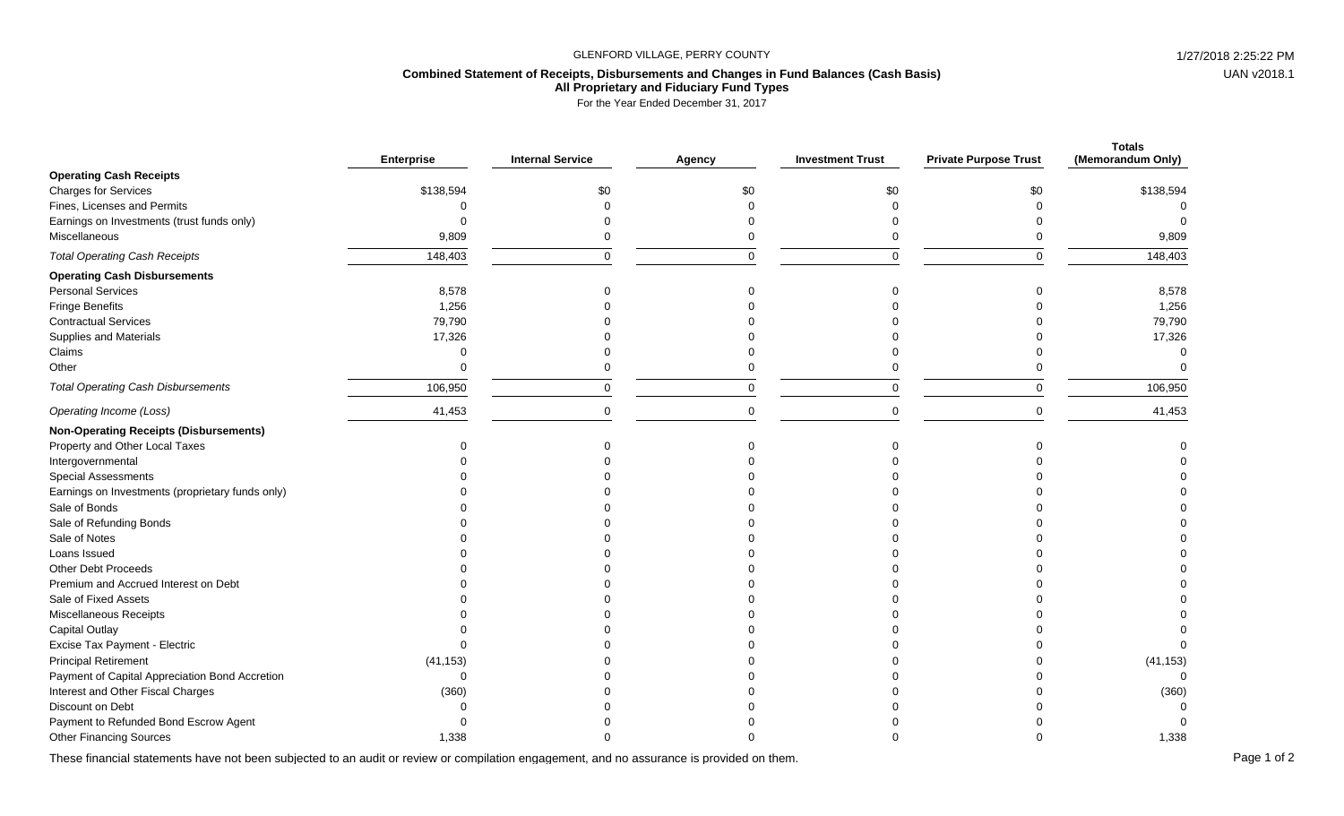GLENFORD VILLAGE, PERRY COUNTY

**Combined Statement of Receipts, Disbursements and Changes in Fund Balances (Cash Basis)**
**All Proprietary and Fiduciary Fund Types**
For the Year Ended December 31, 2017

| | Enterprise | Internal Service | Agency | Investment Trust | Private Purpose Trust | Totals (Memorandum Only) |
|---|---|---|---|---|---|---|
| **Operating Cash Receipts** | | | | | | |
| Charges for Services | $138,594 | $0 | $0 | $0 | $0 | $138,594 |
| Fines, Licenses and Permits | 0 | 0 | 0 | 0 | 0 | 0 |
| Earnings on Investments (trust funds only) | 0 | 0 | 0 | 0 | 0 | 0 |
| Miscellaneous | 9,809 | 0 | 0 | 0 | 0 | 9,809 |
| *Total Operating Cash Receipts* | 148,403 | 0 | 0 | 0 | 0 | 148,403 |
| **Operating Cash Disbursements** | | | | | | |
| Personal Services | 8,578 | 0 | 0 | 0 | 0 | 8,578 |
| Fringe Benefits | 1,256 | 0 | 0 | 0 | 0 | 1,256 |
| Contractual Services | 79,790 | 0 | 0 | 0 | 0 | 79,790 |
| Supplies and Materials | 17,326 | 0 | 0 | 0 | 0 | 17,326 |
| Claims | 0 | 0 | 0 | 0 | 0 | 0 |
| Other | 0 | 0 | 0 | 0 | 0 | 0 |
| *Total Operating Cash Disbursements* | 106,950 | 0 | 0 | 0 | 0 | 106,950 |
| *Operating Income (Loss)* | 41,453 | 0 | 0 | 0 | 0 | 41,453 |
| **Non-Operating Receipts (Disbursements)** | | | | | | |
| Property and Other Local Taxes | 0 | 0 | 0 | 0 | 0 | 0 |
| Intergovernmental | 0 | 0 | 0 | 0 | 0 | 0 |
| Special Assessments | 0 | 0 | 0 | 0 | 0 | 0 |
| Earnings on Investments (proprietary funds only) | 0 | 0 | 0 | 0 | 0 | 0 |
| Sale of Bonds | 0 | 0 | 0 | 0 | 0 | 0 |
| Sale of Refunding Bonds | 0 | 0 | 0 | 0 | 0 | 0 |
| Sale of Notes | 0 | 0 | 0 | 0 | 0 | 0 |
| Loans Issued | 0 | 0 | 0 | 0 | 0 | 0 |
| Other Debt Proceeds | 0 | 0 | 0 | 0 | 0 | 0 |
| Premium and Accrued Interest on Debt | 0 | 0 | 0 | 0 | 0 | 0 |
| Sale of Fixed Assets | 0 | 0 | 0 | 0 | 0 | 0 |
| Miscellaneous Receipts | 0 | 0 | 0 | 0 | 0 | 0 |
| Capital Outlay | 0 | 0 | 0 | 0 | 0 | 0 |
| Excise Tax Payment - Electric | 0 | 0 | 0 | 0 | 0 | 0 |
| Principal Retirement | (41,153) | 0 | 0 | 0 | 0 | (41,153) |
| Payment of Capital Appreciation Bond Accretion | 0 | 0 | 0 | 0 | 0 | 0 |
| Interest and Other Fiscal Charges | (360) | 0 | 0 | 0 | 0 | (360) |
| Discount on Debt | 0 | 0 | 0 | 0 | 0 | 0 |
| Payment to Refunded Bond Escrow Agent | 0 | 0 | 0 | 0 | 0 | 0 |
| Other Financing Sources | 1,338 | 0 | 0 | 0 | 0 | 1,338 |

These financial statements have not been subjected to an audit or review or compilation engagement, and no assurance is provided on them.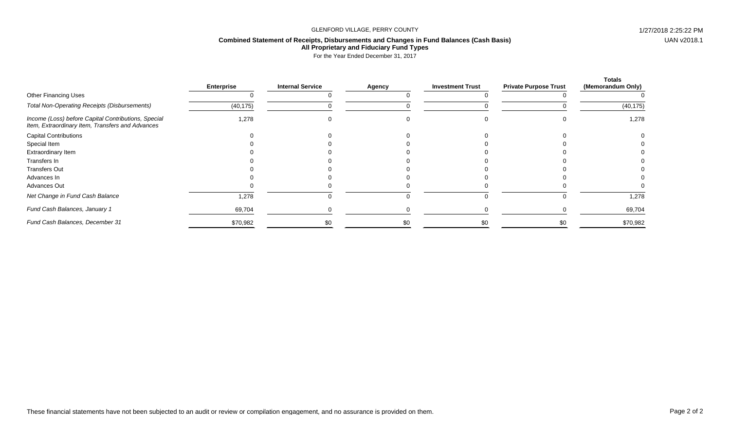GLENFORD VILLAGE, PERRY COUNTY

**Combined Statement of Receipts, Disbursements and Changes in Fund Balances (Cash Basis)**
**All Proprietary and Fiduciary Fund Types**
For the Year Ended December 31, 2017

| | Enterprise | Internal Service | Agency | Investment Trust | Private Purpose Trust | Totals (Memorandum Only) |
|---|---|---|---|---|---|---|
| Other Financing Uses | 0 | 0 | 0 | 0 | 0 | 0 |
| *Total Non-Operating Receipts (Disbursements)* | (40,175) | 0 | 0 | 0 | 0 | (40,175) |
| *Income (Loss) before Capital Contributions, Special Item, Extraordinary Item, Transfers and Advances* | 1,278 | 0 | 0 | 0 | 0 | 1,278 |
| Capital Contributions | 0 | 0 | 0 | 0 | 0 | 0 |
| Special Item | 0 | 0 | 0 | 0 | 0 | 0 |
| Extraordinary Item | 0 | 0 | 0 | 0 | 0 | 0 |
| Transfers In | 0 | 0 | 0 | 0 | 0 | 0 |
| Transfers Out | 0 | 0 | 0 | 0 | 0 | 0 |
| Advances In | 0 | 0 | 0 | 0 | 0 | 0 |
| Advances Out | 0 | 0 | 0 | 0 | 0 | 0 |
| *Net Change in Fund Cash Balance* | 1,278 | 0 | 0 | 0 | 0 | 1,278 |
| *Fund Cash Balances, January 1* | 69,704 | 0 | 0 | 0 | 0 | 69,704 |
| *Fund Cash Balances, December 31* | $70,982 | $0 | $0 | $0 | $0 | $70,982 |

These financial statements have not been subjected to an audit or review or compilation engagement, and no assurance is provided on them.